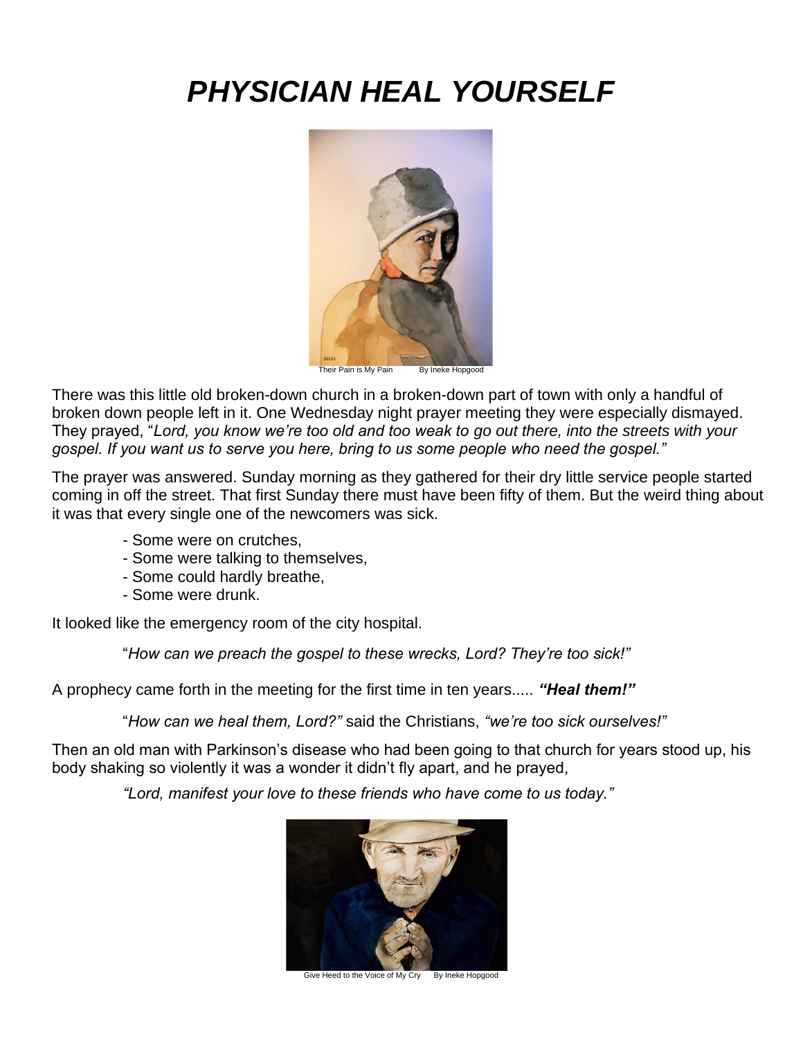# *PHYSICIAN HEAL YOURSELF*

Their Pain is My Pain  By Ineke Hopgood

There was this little old broken-down church in a broken-down part of town with only a handful of broken down people left in it. One Wednesday night prayer meeting they were especially dismayed. They prayed, "*Lord, you know we're too old and too weak to go out there, into the streets with your gospel. If you want us to serve you here, bring to us some people who need the gospel."*

The prayer was answered. Sunday morning as they gathered for their dry little service people started coming in off the street. That first Sunday there must have been fifty of them. But the weird thing about it was that every single one of the newcomers was sick.

- Some were on crutches,
- Some were talking to themselves,
- Some could hardly breathe,
- Some were drunk.

It looked like the emergency room of the city hospital.

"*How can we preach the gospel to these wrecks, Lord? They're too sick!"*

A prophecy came forth in the meeting for the first time in ten years..... ***"Heal them!"***

"*How can we heal them, Lord?"* said the Christians, *"we're too sick ourselves!"*

Then an old man with Parkinson's disease who had been going to that church for years stood up, his body shaking so violently it was a wonder it didn't fly apart, and he prayed,

*"Lord, manifest your love to these friends who have come to us today."*

Give Heed to the Voice of My Cry  By Ineke Hopgood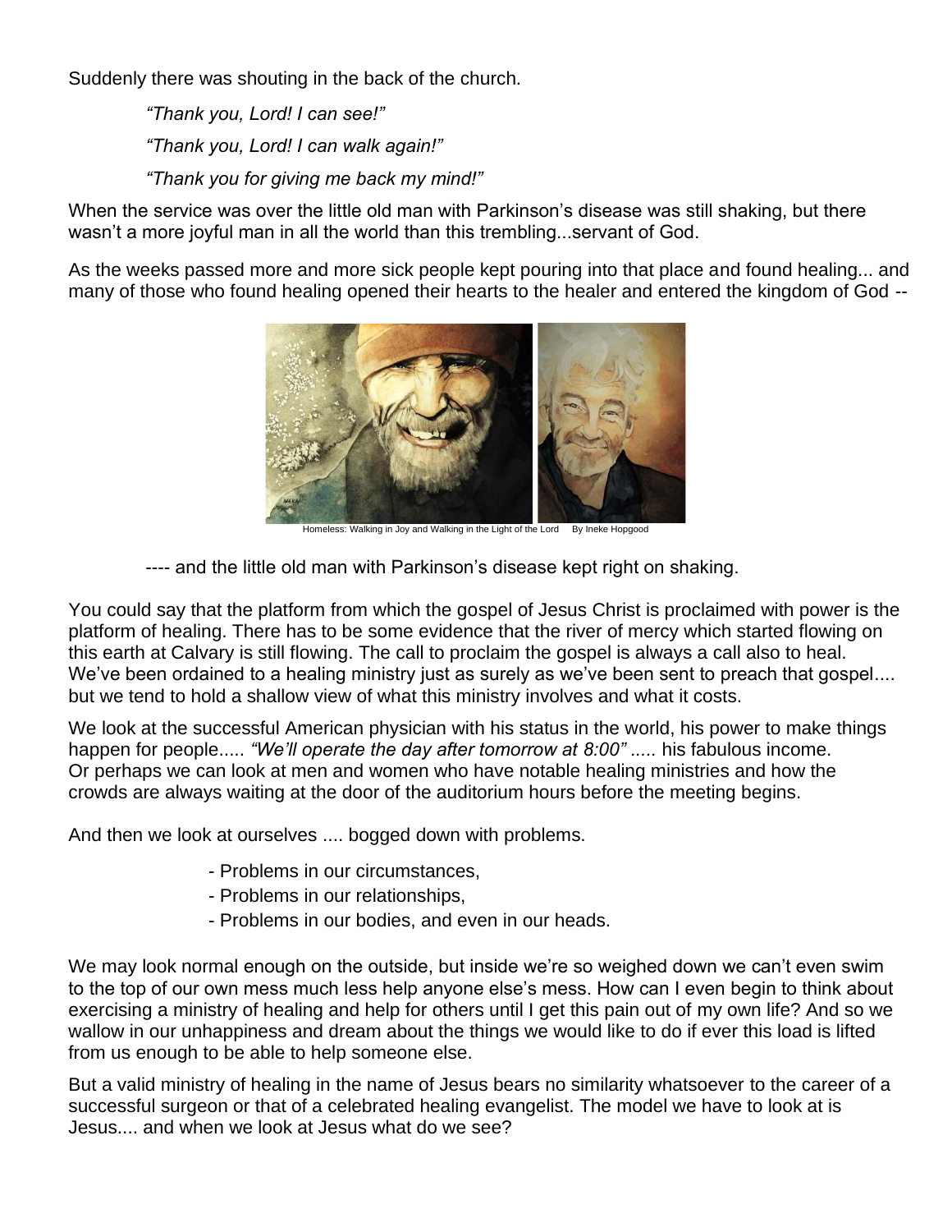Suddenly there was shouting in the back of the church.

*"Thank you, Lord! I can see!"*

*"Thank you, Lord! I can walk again!"*

*"Thank you for giving me back my mind!"*

When the service was over the little old man with Parkinson's disease was still shaking, but there wasn't a more joyful man in all the world than this trembling...servant of God.

As the weeks passed more and more sick people kept pouring into that place and found healing... and many of those who found healing opened their hearts to the healer and entered the kingdom of God --

Homeless: Walking in Joy and Walking in the Light of the Lord By Ineke Hopgood

---- and the little old man with Parkinson's disease kept right on shaking.

You could say that the platform from which the gospel of Jesus Christ is proclaimed with power is the platform of healing. There has to be some evidence that the river of mercy which started flowing on this earth at Calvary is still flowing. The call to proclaim the gospel is always a call also to heal. We've been ordained to a healing ministry just as surely as we've been sent to preach that gospel.... but we tend to hold a shallow view of what this ministry involves and what it costs.

We look at the successful American physician with his status in the world, his power to make things happen for people..... *"We'll operate the day after tomorrow at 8:00" .....* his fabulous income. Or perhaps we can look at men and women who have notable healing ministries and how the crowds are always waiting at the door of the auditorium hours before the meeting begins.

And then we look at ourselves .... bogged down with problems.

- Problems in our circumstances,
- Problems in our relationships,
- Problems in our bodies, and even in our heads.

We may look normal enough on the outside, but inside we're so weighed down we can't even swim to the top of our own mess much less help anyone else's mess. How can I even begin to think about exercising a ministry of healing and help for others until I get this pain out of my own life? And so we wallow in our unhappiness and dream about the things we would like to do if ever this load is lifted from us enough to be able to help someone else.

But a valid ministry of healing in the name of Jesus bears no similarity whatsoever to the career of a successful surgeon or that of a celebrated healing evangelist. The model we have to look at is Jesus.... and when we look at Jesus what do we see?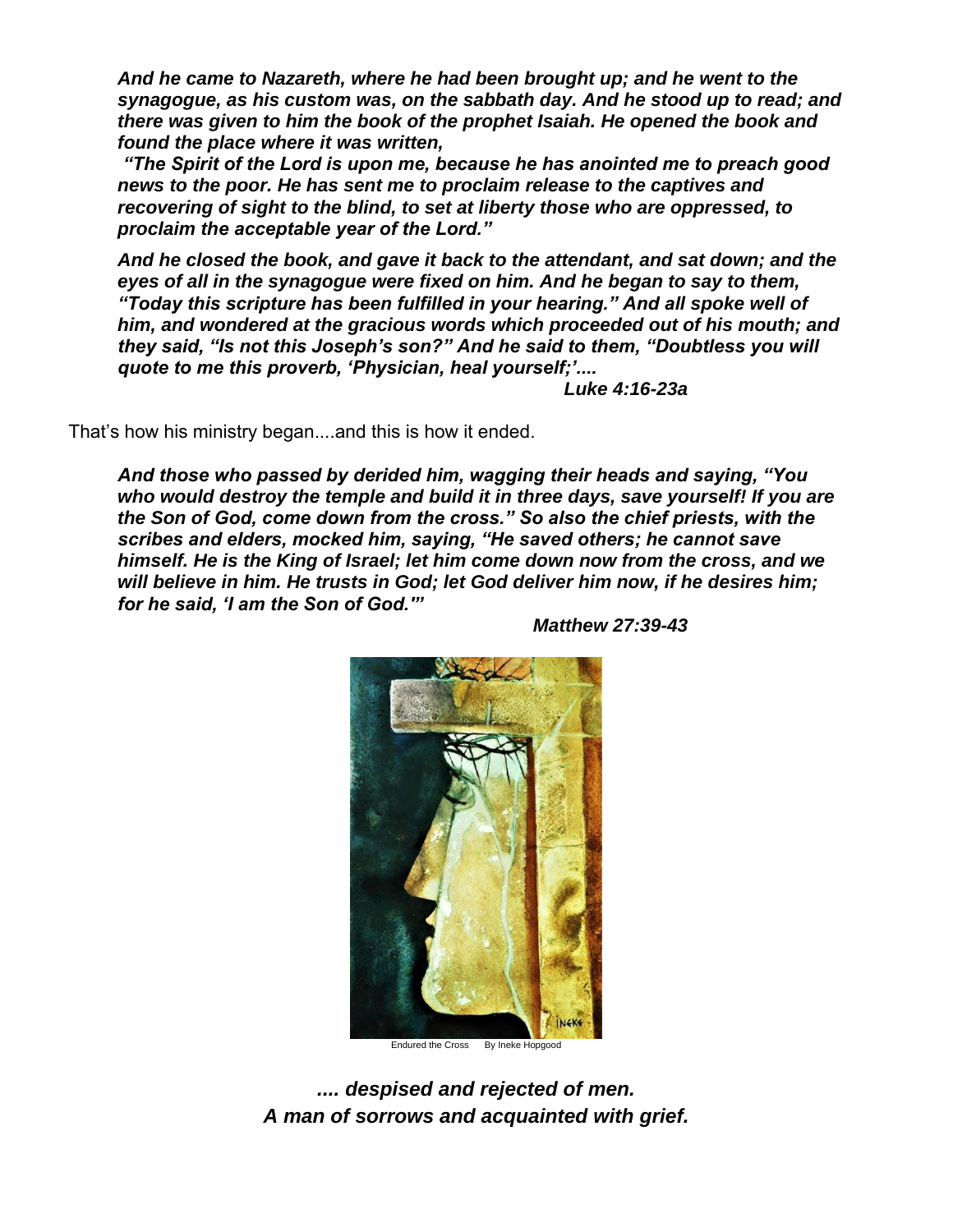*And he came to Nazareth, where he had been brought up; and he went to the synagogue, as his custom was, on the sabbath day. And he stood up to read; and there was given to him the book of the prophet Isaiah. He opened the book and found the place where it was written,*

***"The Spirit of the Lord is upon me, because he has anointed me to preach good news to the poor. He has sent me to proclaim release to the captives and recovering of sight to the blind, to set at liberty those who are oppressed, to proclaim the acceptable year of the Lord."***

***And he closed the book, and gave it back to the attendant, and sat down; and the eyes of all in the synagogue were fixed on him. And he began to say to them, "Today this scripture has been fulfilled in your hearing." And all spoke well of him, and wondered at the gracious words which proceeded out of his mouth; and they said, "Is not this Joseph's son?" And he said to them, "Doubtless you will quote to me this proverb, 'Physician, heal yourself;'....***

***Luke 4:16-23a***

That's how his ministry began....and this is how it ended.

***And those who passed by derided him, wagging their heads and saying, "You who would destroy the temple and build it in three days, save yourself! If you are the Son of God, come down from the cross." So also the chief priests, with the scribes and elders, mocked him, saying, "He saved others; he cannot save himself. He is the King of Israel; let him come down now from the cross, and we will believe in him. He trusts in God; let God deliver him now, if he desires him; for he said, 'I am the Son of God.'"***

***Matthew 27:39-43***

Endured the Cross     By Ineke Hopgood

***.... despised and rejected of men.***
***A man of sorrows and acquainted with grief.***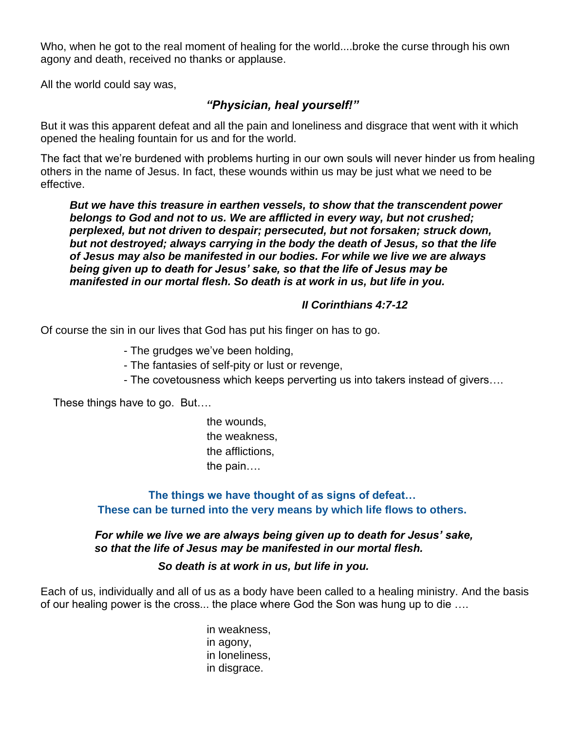Who, when he got to the real moment of healing for the world....broke the curse through his own agony and death, received no thanks or applause.

All the world could say was,

***"Physician, heal yourself!"***

But it was this apparent defeat and all the pain and loneliness and disgrace that went with it which opened the healing fountain for us and for the world.

The fact that we're burdened with problems hurting in our own souls will never hinder us from healing others in the name of Jesus. In fact, these wounds within us may be just what we need to be effective.

> ***But we have this treasure in earthen vessels, to show that the transcendent power belongs to God and not to us. We are afflicted in every way, but not crushed; perplexed, but not driven to despair; persecuted, but not forsaken; struck down, but not destroyed; always carrying in the body the death of Jesus, so that the life of Jesus may also be manifested in our bodies. For while we live we are always being given up to death for Jesus' sake, so that the life of Jesus may be manifested in our mortal flesh. So death is at work in us, but life in you.***
>
> ***II Corinthians 4:7-12***

Of course the sin in our lives that God has put his finger on has to go.

- The grudges we've been holding,
- The fantasies of self-pity or lust or revenge,
- The covetousness which keeps perverting us into takers instead of givers….

These things have to go. But….

the wounds,
the weakness,
the afflictions,
the pain….

**The things we have thought of as signs of defeat…**
**These can be turned into the very means by which life flows to others.**

> ***For while we live we are always being given up to death for Jesus' sake, so that the life of Jesus may be manifested in our mortal flesh.***
>
> ***So death is at work in us, but life in you.***

Each of us, individually and all of us as a body have been called to a healing ministry. And the basis of our healing power is the cross... the place where God the Son was hung up to die ….

in weakness,
in agony,
in loneliness,
in disgrace.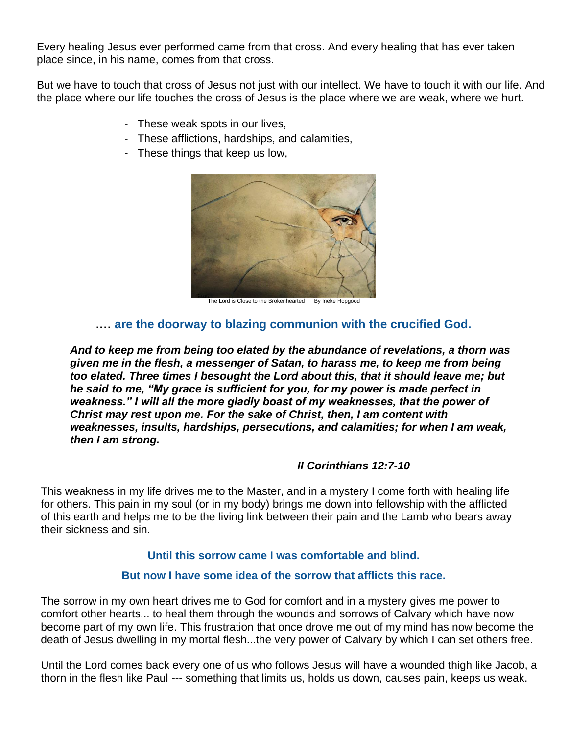Every healing Jesus ever performed came from that cross. And every healing that has ever taken place since, in his name, comes from that cross.

But we have to touch that cross of Jesus not just with our intellect. We have to touch it with our life. And the place where our life touches the cross of Jesus is the place where we are weak, where we hurt.

- These weak spots in our lives,
- These afflictions, hardships, and calamities,
- These things that keep us low,

The Lord is Close to the Brokenhearted    By Ineke Hopgood

**…. are the doorway to blazing communion with the crucified God.**

***And to keep me from being too elated by the abundance of revelations, a thorn was given me in the flesh, a messenger of Satan, to harass me, to keep me from being too elated. Three times I besought the Lord about this, that it should leave me; but he said to me, "My grace is sufficient for you, for my power is made perfect in weakness." I will all the more gladly boast of my weaknesses, that the power of Christ may rest upon me. For the sake of Christ, then, I am content with weaknesses, insults, hardships, persecutions, and calamities; for when I am weak, then I am strong.***

***II Corinthians 12:7-10***

This weakness in my life drives me to the Master, and in a mystery I come forth with healing life for others. This pain in my soul (or in my body) brings me down into fellowship with the afflicted of this earth and helps me to be the living link between their pain and the Lamb who bears away their sickness and sin.

**Until this sorrow came I was comfortable and blind.**

**But now I have some idea of the sorrow that afflicts this race.**

The sorrow in my own heart drives me to God for comfort and in a mystery gives me power to comfort other hearts... to heal them through the wounds and sorrows of Calvary which have now become part of my own life. This frustration that once drove me out of my mind has now become the death of Jesus dwelling in my mortal flesh...the very power of Calvary by which I can set others free.

Until the Lord comes back every one of us who follows Jesus will have a wounded thigh like Jacob, a thorn in the flesh like Paul --- something that limits us, holds us down, causes pain, keeps us weak.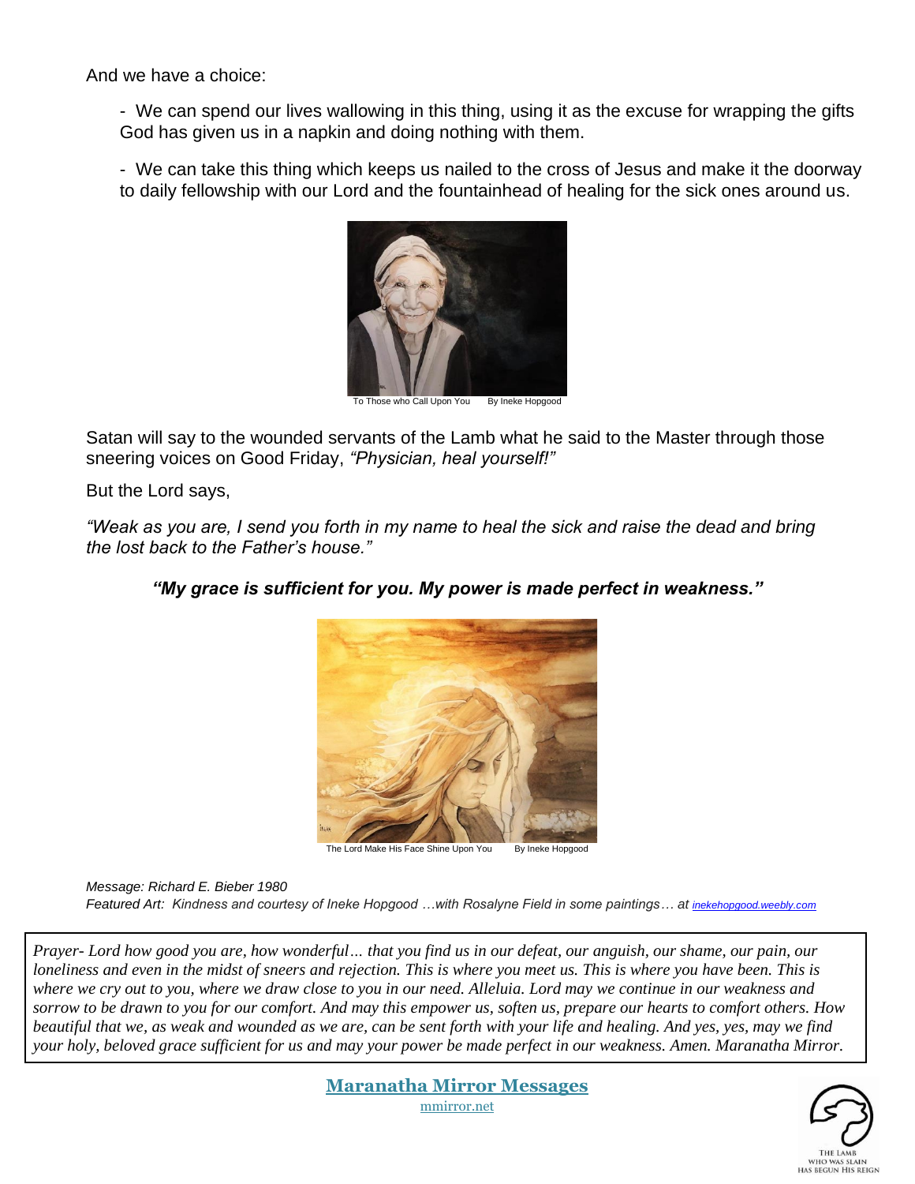And we have a choice:

- We can spend our lives wallowing in this thing, using it as the excuse for wrapping the gifts God has given us in a napkin and doing nothing with them.
- We can take this thing which keeps us nailed to the cross of Jesus and make it the doorway to daily fellowship with our Lord and the fountainhead of healing for the sick ones around us.

To Those who Call Upon You By Ineke Hopgood

Satan will say to the wounded servants of the Lamb what he said to the Master through those sneering voices on Good Friday, *"Physician, heal yourself!"*

But the Lord says,

*"Weak as you are, I send you forth in my name to heal the sick and raise the dead and bring the lost back to the Father's house."*

***"My grace is sufficient for you. My power is made perfect in weakness."***

The Lord Make His Face Shine Upon You By Ineke Hopgood

*Message: Richard E. Bieber 1980*
*Featured Art: Kindness and courtesy of Ineke Hopgood …with Rosalyne Field in some paintings… at inekehopgood.weebly.com*

*Prayer- Lord how good you are, how wonderful… that you find us in our defeat, our anguish, our shame, our pain, our loneliness and even in the midst of sneers and rejection. This is where you meet us. This is where you have been. This is where we cry out to you, where we draw close to you in our need. Alleluia. Lord may we continue in our weakness and sorrow to be drawn to you for our comfort. And may this empower us, soften us, prepare our hearts to comfort others. How beautiful that we, as weak and wounded as we are, can be sent forth with your life and healing. And yes, yes, may we find your holy, beloved grace sufficient for us and may your power be made perfect in our weakness. Amen. Maranatha Mirror.*

**Maranatha Mirror Messages**
mmirror.net

THE LAMB WHO WAS SLAIN HAS BEGUN HIS REIGN